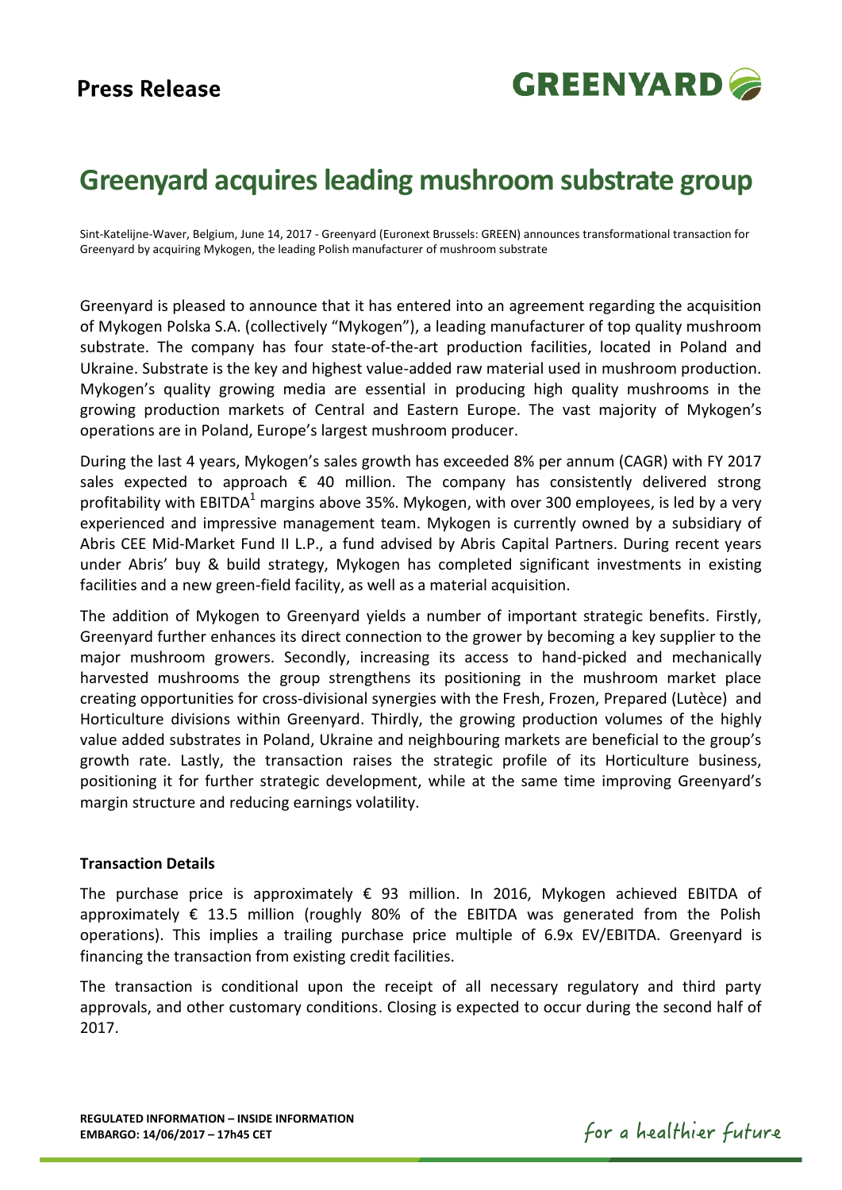**Press Release**

# Greenyard acquires leading mushroom substrate group

Sint-Katelijne-Waver, Belgium, June 14, 2017 - Greenyard (Euronext Brussels: GREEN) announces transformational transaction for Greenyard by acquiring Mykogen, the leading Polish manufacturer of mushroom substrate

Greenyard is pleased to announce that it has entered into an agreement regarding the acquisition of Mykogen Polska S.A. (collectively "Mykogen"), a leading manufacturer of top quality mushroom substrate. The company has four state-of-the-art production facilities, located in Poland and Ukraine. Substrate is the key and highest value-added raw material used in mushroom production. Mykogen's quality growing media are essential in producing high quality mushrooms in the growing production markets of Central and Eastern Europe. The vast majority of Mykogen's operations are in Poland, Europe's largest mushroom producer.

During the last 4 years, Mykogen's sales growth has exceeded 8% per annum (CAGR) with FY 2017 sales expected to approach € 40 million. The company has consistently delivered strong profitability with EBITDA[1] margins above 35%. Mykogen, with over 300 employees, is led by a very experienced and impressive management team. Mykogen is currently owned by a subsidiary of Abris CEE Mid-Market Fund II L.P., a fund advised by Abris Capital Partners. During recent years under Abris' buy & build strategy, Mykogen has completed significant investments in existing facilities and a new green-field facility, as well as a material acquisition.

The addition of Mykogen to Greenyard yields a number of important strategic benefits. Firstly, Greenyard further enhances its direct connection to the grower by becoming a key supplier to the major mushroom growers. Secondly, increasing its access to hand-picked and mechanically harvested mushrooms the group strengthens its positioning in the mushroom market place creating opportunities for cross-divisional synergies with the Fresh, Frozen, Prepared (Lutèce) and Horticulture divisions within Greenyard. Thirdly, the growing production volumes of the highly value added substrates in Poland, Ukraine and neighbouring markets are beneficial to the group's growth rate. Lastly, the transaction raises the strategic profile of its Horticulture business, positioning it for further strategic development, while at the same time improving Greenyard's margin structure and reducing earnings volatility.

**Transaction Details**

The purchase price is approximately € 93 million. In 2016, Mykogen achieved EBITDA of approximately € 13.5 million (roughly 80% of the EBITDA was generated from the Polish operations). This implies a trailing purchase price multiple of 6.9x EV/EBITDA. Greenyard is financing the transaction from existing credit facilities.

The transaction is conditional upon the receipt of all necessary regulatory and third party approvals, and other customary conditions. Closing is expected to occur during the second half of 2017.

**REGULATED INFORMATION – INSIDE INFORMATION**
**EMBARGO: 14/06/2017 – 17h45 CET**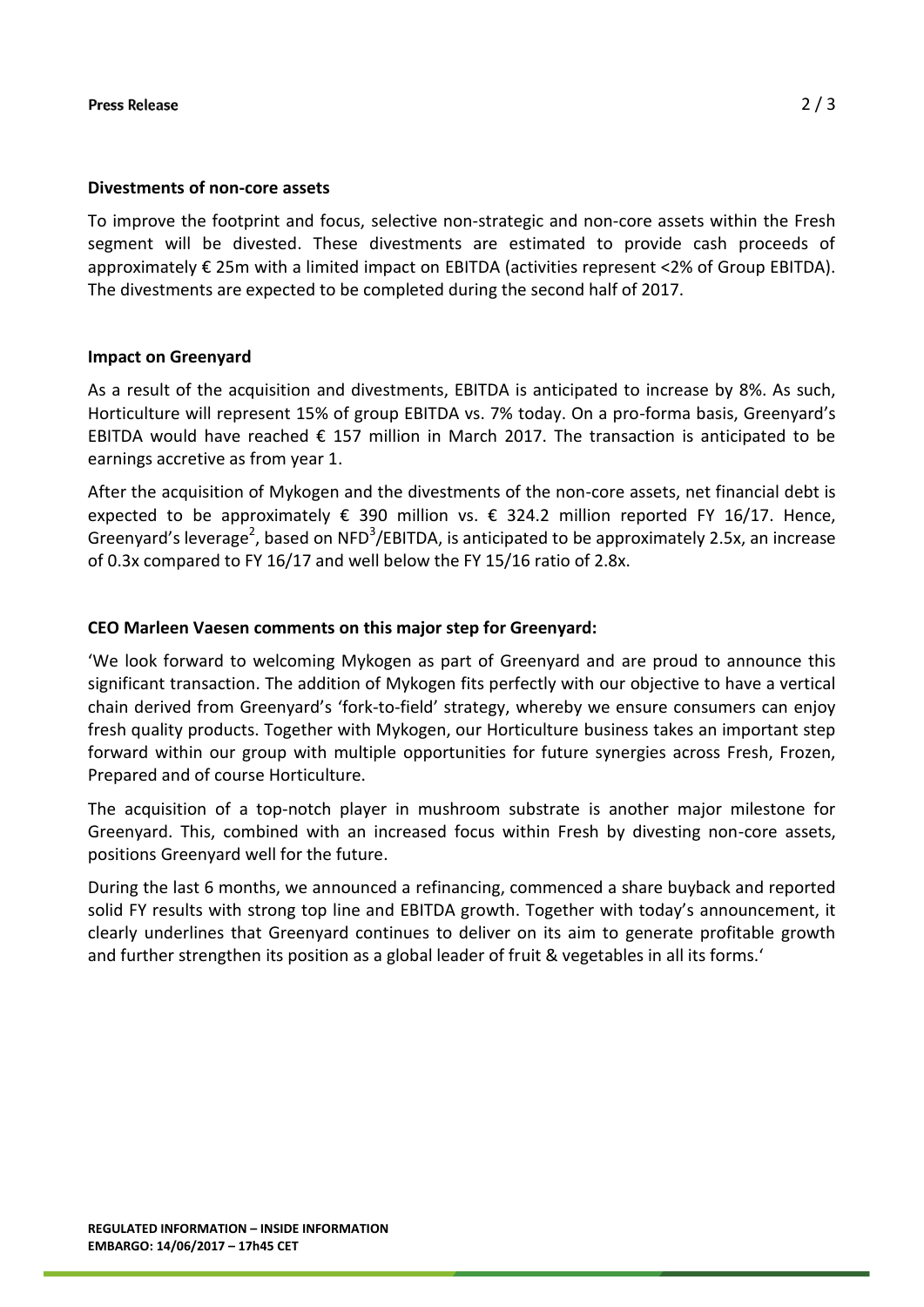**Divestments of non-core assets**

To improve the footprint and focus, selective non-strategic and non-core assets within the Fresh segment will be divested. These divestments are estimated to provide cash proceeds of approximately € 25m with a limited impact on EBITDA (activities represent <2% of Group EBITDA). The divestments are expected to be completed during the second half of 2017.

**Impact on Greenyard**

As a result of the acquisition and divestments, EBITDA is anticipated to increase by 8%. As such, Horticulture will represent 15% of group EBITDA vs. 7% today. On a pro-forma basis, Greenyard's EBITDA would have reached € 157 million in March 2017. The transaction is anticipated to be earnings accretive as from year 1.

After the acquisition of Mykogen and the divestments of the non-core assets, net financial debt is expected to be approximately € 390 million vs. € 324.2 million reported FY 16/17. Hence, Greenyard's leverage[2], based on NFD[3]/EBITDA, is anticipated to be approximately 2.5x, an increase of 0.3x compared to FY 16/17 and well below the FY 15/16 ratio of 2.8x.

**CEO Marleen Vaesen comments on this major step for Greenyard:**

'We look forward to welcoming Mykogen as part of Greenyard and are proud to announce this significant transaction. The addition of Mykogen fits perfectly with our objective to have a vertical chain derived from Greenyard's 'fork-to-field' strategy, whereby we ensure consumers can enjoy fresh quality products. Together with Mykogen, our Horticulture business takes an important step forward within our group with multiple opportunities for future synergies across Fresh, Frozen, Prepared and of course Horticulture.

The acquisition of a top-notch player in mushroom substrate is another major milestone for Greenyard. This, combined with an increased focus within Fresh by divesting non-core assets, positions Greenyard well for the future.

During the last 6 months, we announced a refinancing, commenced a share buyback and reported solid FY results with strong top line and EBITDA growth. Together with today's announcement, it clearly underlines that Greenyard continues to deliver on its aim to generate profitable growth and further strengthen its position as a global leader of fruit & vegetables in all its forms.'

**REGULATED INFORMATION – INSIDE INFORMATION**
**EMBARGO: 14/06/2017 – 17h45 CET**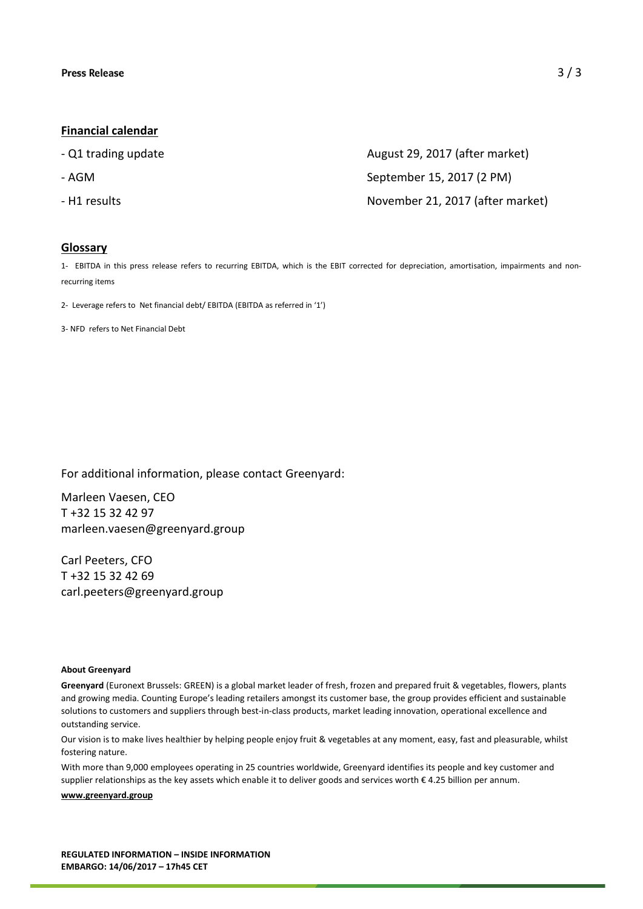## Financial calendar

| | |
|---|---|
| - Q1 trading update | August 29, 2017 (after market) |
| - AGM | September 15, 2017 (2 PM) |
| - H1 results | November 21, 2017 (after market) |

## Glossary

1- EBITDA in this press release refers to recurring EBITDA, which is the EBIT corrected for depreciation, amortisation, impairments and non-recurring items

2- Leverage refers to Net financial debt/ EBITDA (EBITDA as referred in '1')

3- NFD refers to Net Financial Debt

For additional information, please contact Greenyard:

Marleen Vaesen, CEO
T +32 15 32 42 97
marleen.vaesen@greenyard.group

Carl Peeters, CFO
T +32 15 32 42 69
carl.peeters@greenyard.group

**About Greenyard**

**Greenyard** (Euronext Brussels: GREEN) is a global market leader of fresh, frozen and prepared fruit & vegetables, flowers, plants and growing media. Counting Europe's leading retailers amongst its customer base, the group provides efficient and sustainable solutions to customers and suppliers through best-in-class products, market leading innovation, operational excellence and outstanding service.

Our vision is to make lives healthier by helping people enjoy fruit & vegetables at any moment, easy, fast and pleasurable, whilst fostering nature.

With more than 9,000 employees operating in 25 countries worldwide, Greenyard identifies its people and key customer and supplier relationships as the key assets which enable it to deliver goods and services worth € 4.25 billion per annum.

**www.greenyard.group**

**REGULATED INFORMATION – INSIDE INFORMATION**
**EMBARGO: 14/06/2017 – 17h45 CET**